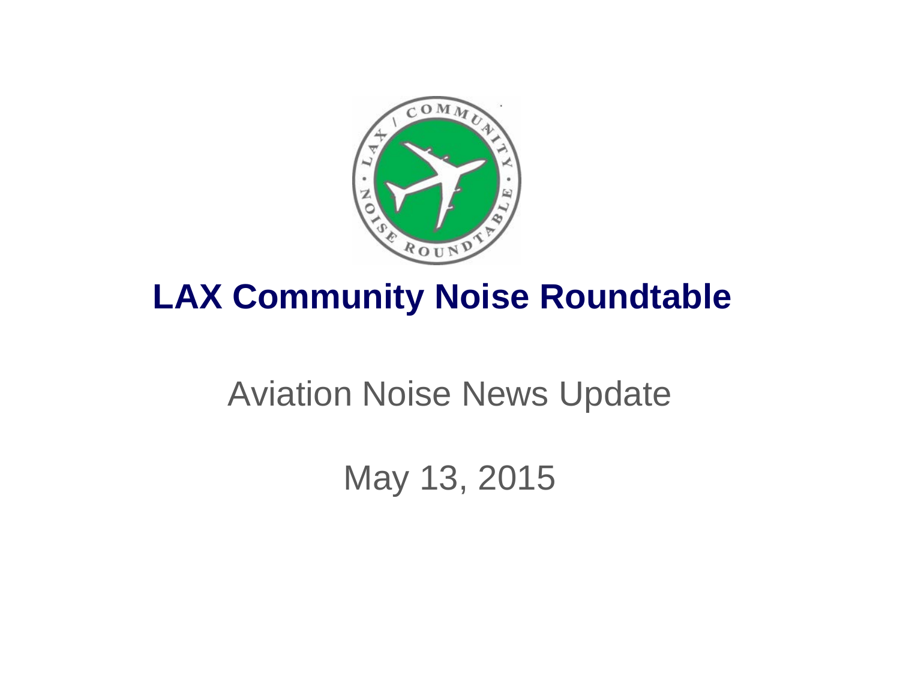# LAX Community Noise Roundtable

Aviation Noise News Update

May 13, 2015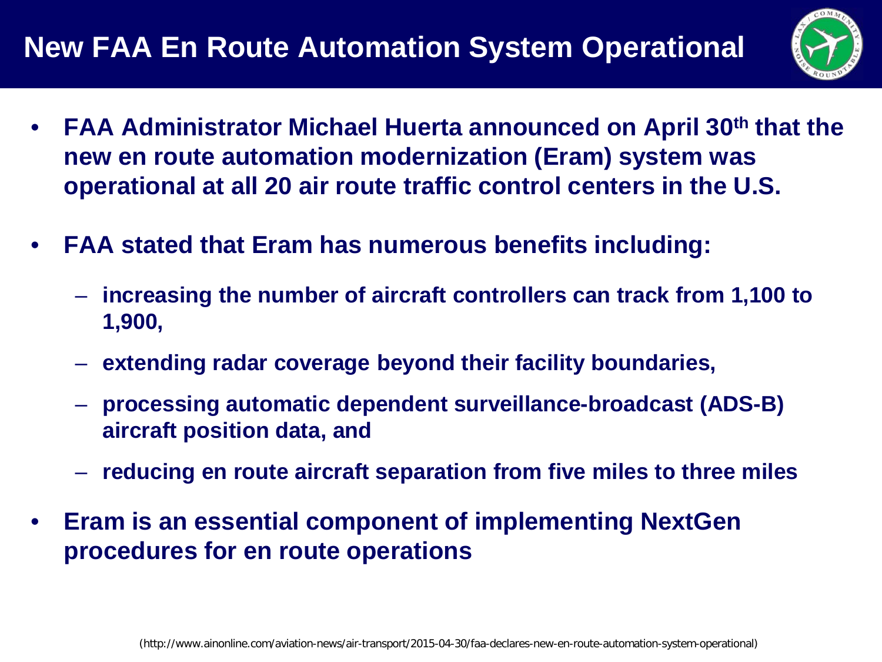# New FAA En Route Automation System Operational

- **FAA Administrator Michael Huerta announced on April 30th that the new en route automation modernization (Eram) system was operational at all 20 air route traffic control centers in the U.S.**
- **FAA stated that Eram has numerous benefits including:**
  - **increasing the number of aircraft controllers can track from 1,100 to 1,900,**
  - **extending radar coverage beyond their facility boundaries,**
  - **processing automatic dependent surveillance-broadcast (ADS-B) aircraft position data, and**
  - **reducing en route aircraft separation from five miles to three miles**
- **Eram is an essential component of implementing NextGen procedures for en route operations**

(http://www.ainonline.com/aviation-news/air-transport/2015-04-30/faa-declares-new-en-route-automation-system-operational)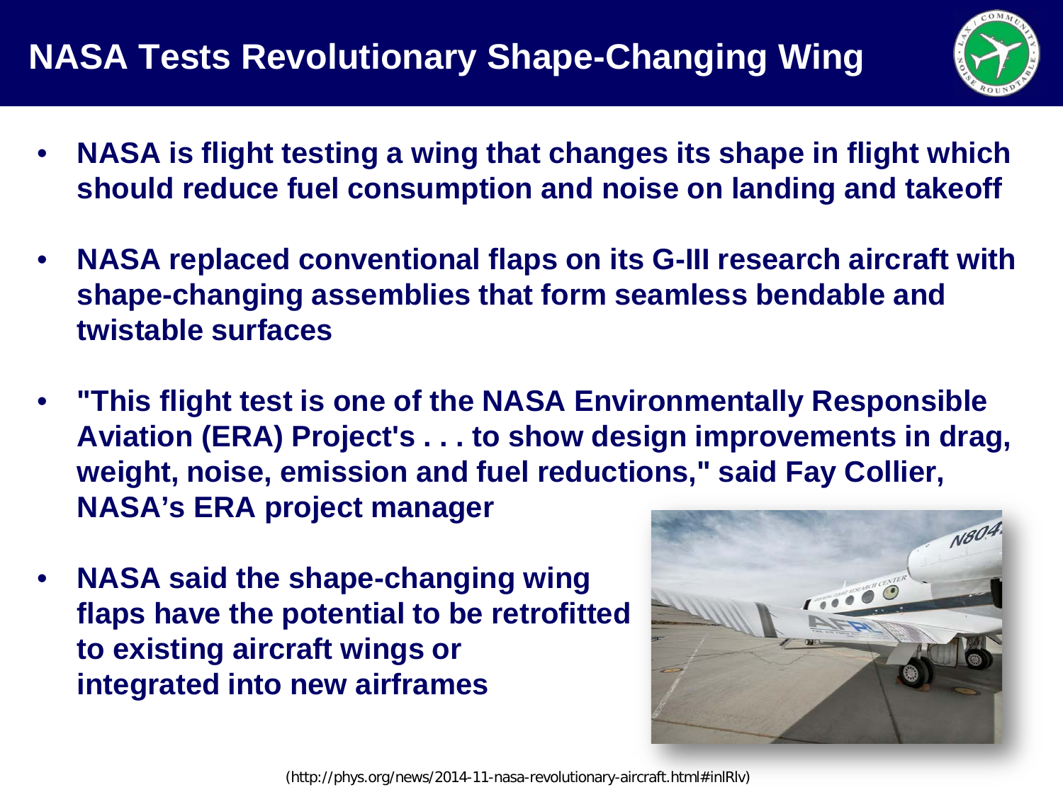# NASA Tests Revolutionary Shape-Changing Wing

- **NASA is flight testing a wing that changes its shape in flight which should reduce fuel consumption and noise on landing and takeoff**
- **NASA replaced conventional flaps on its G-III research aircraft with shape-changing assemblies that form seamless bendable and twistable surfaces**
- **"This flight test is one of the NASA Environmentally Responsible Aviation (ERA) Project's . . . to show design improvements in drag, weight, noise, emission and fuel reductions," said Fay Collier, NASA's ERA project manager**
- **NASA said the shape-changing wing flaps have the potential to be retrofitted to existing aircraft wings or integrated into new airframes**

(http://phys.org/news/2014-11-nasa-revolutionary-aircraft.html#inlRlv)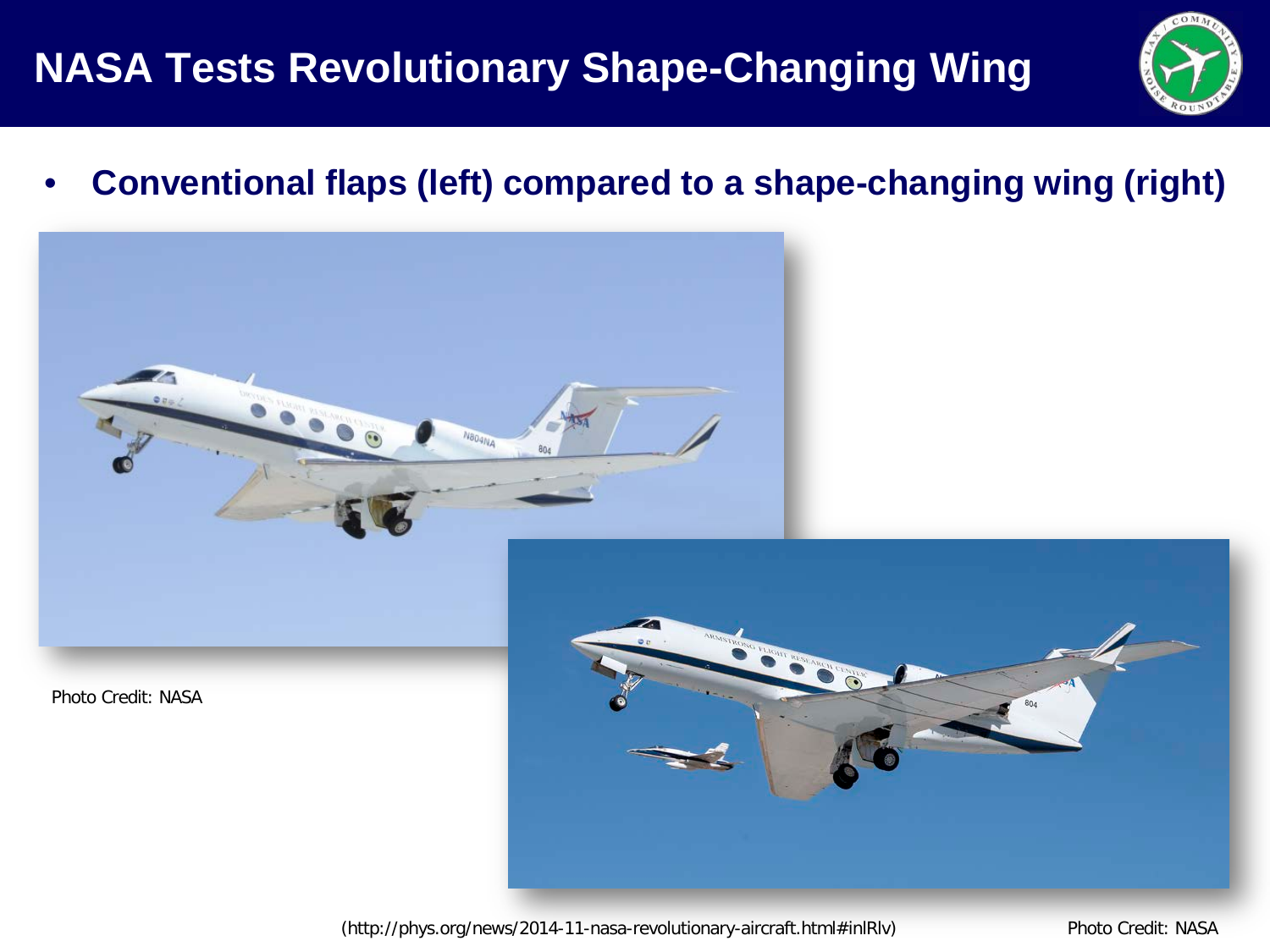# NASA Tests Revolutionary Shape-Changing Wing

- **Conventional flaps (left) compared to a shape-changing wing (right)**

Photo Credit: NASA

(http://phys.org/news/2014-11-nasa-revolutionary-aircraft.html#inlRlv)

Photo Credit: NASA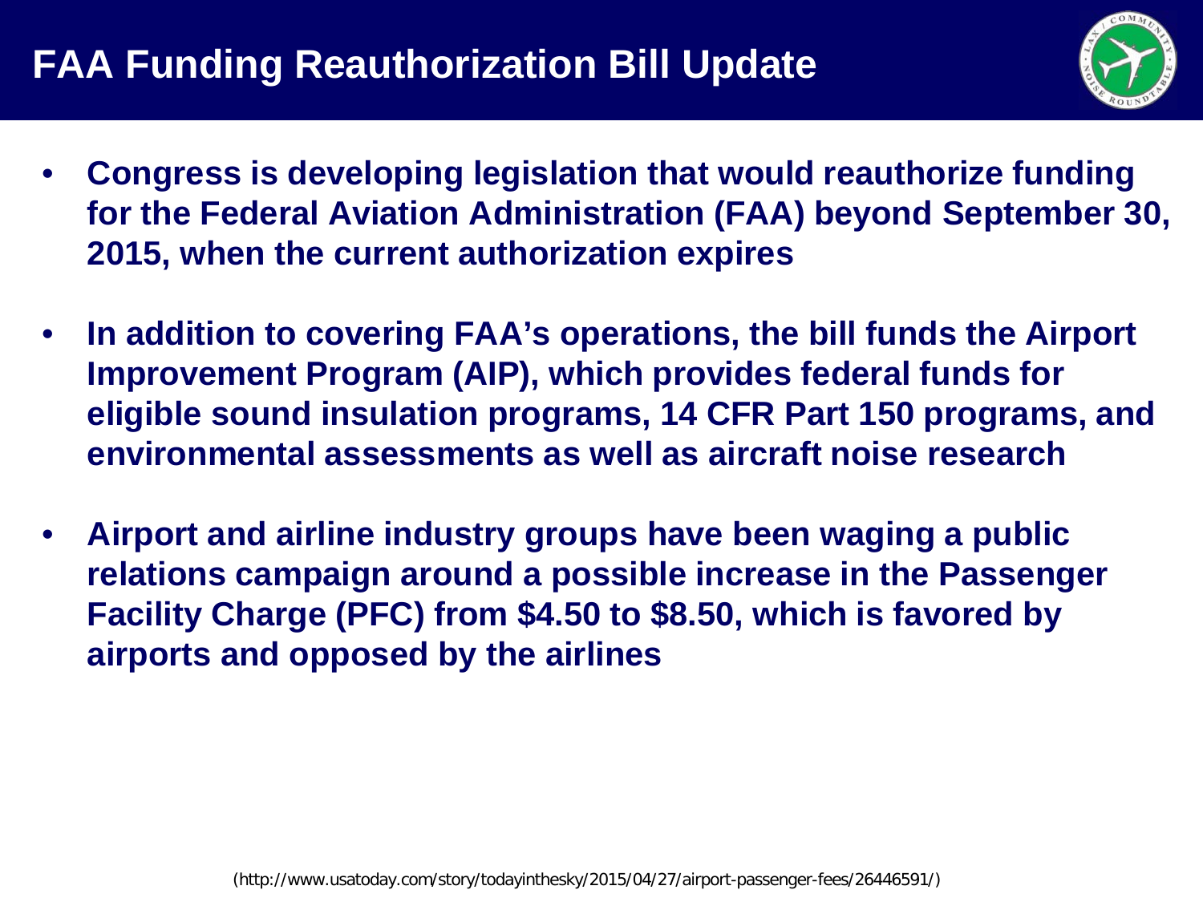# FAA Funding Reauthorization Bill Update

- **Congress is developing legislation that would reauthorize funding for the Federal Aviation Administration (FAA) beyond September 30, 2015, when the current authorization expires**
- **In addition to covering FAA's operations, the bill funds the Airport Improvement Program (AIP), which provides federal funds for eligible sound insulation programs, 14 CFR Part 150 programs, and environmental assessments as well as aircraft noise research**
- **Airport and airline industry groups have been waging a public relations campaign around a possible increase in the Passenger Facility Charge (PFC) from $4.50 to $8.50, which is favored by airports and opposed by the airlines**

(http://www.usatoday.com/story/todayinthesky/2015/04/27/airport-passenger-fees/26446591/)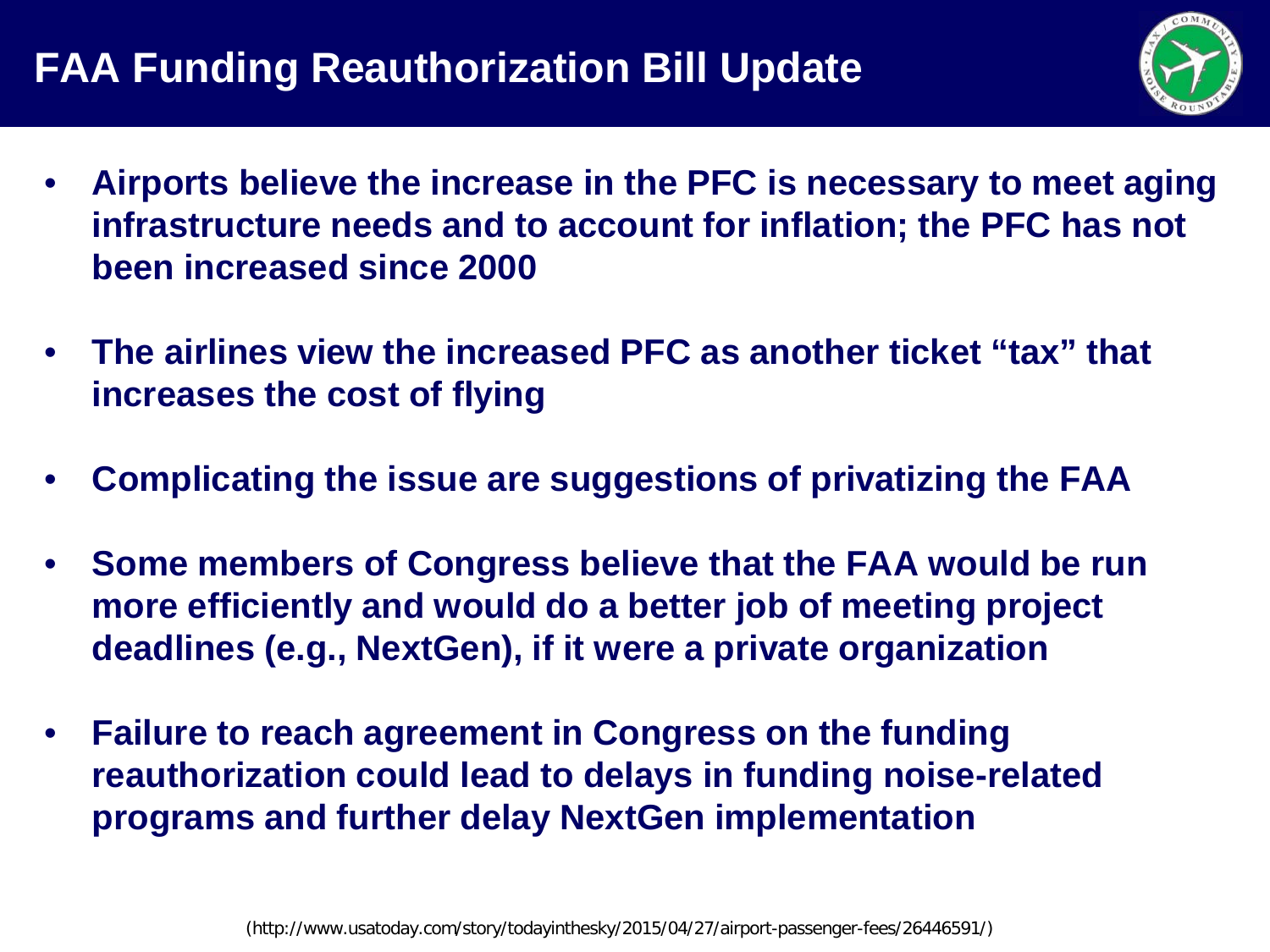# FAA Funding Reauthorization Bill Update

- **Airports believe the increase in the PFC is necessary to meet aging infrastructure needs and to account for inflation; the PFC has not been increased since 2000**
- **The airlines view the increased PFC as another ticket "tax" that increases the cost of flying**
- **Complicating the issue are suggestions of privatizing the FAA**
- **Some members of Congress believe that the FAA would be run more efficiently and would do a better job of meeting project deadlines (e.g., NextGen), if it were a private organization**
- **Failure to reach agreement in Congress on the funding reauthorization could lead to delays in funding noise-related programs and further delay NextGen implementation**

(http://www.usatoday.com/story/todayinthesky/2015/04/27/airport-passenger-fees/26446591/)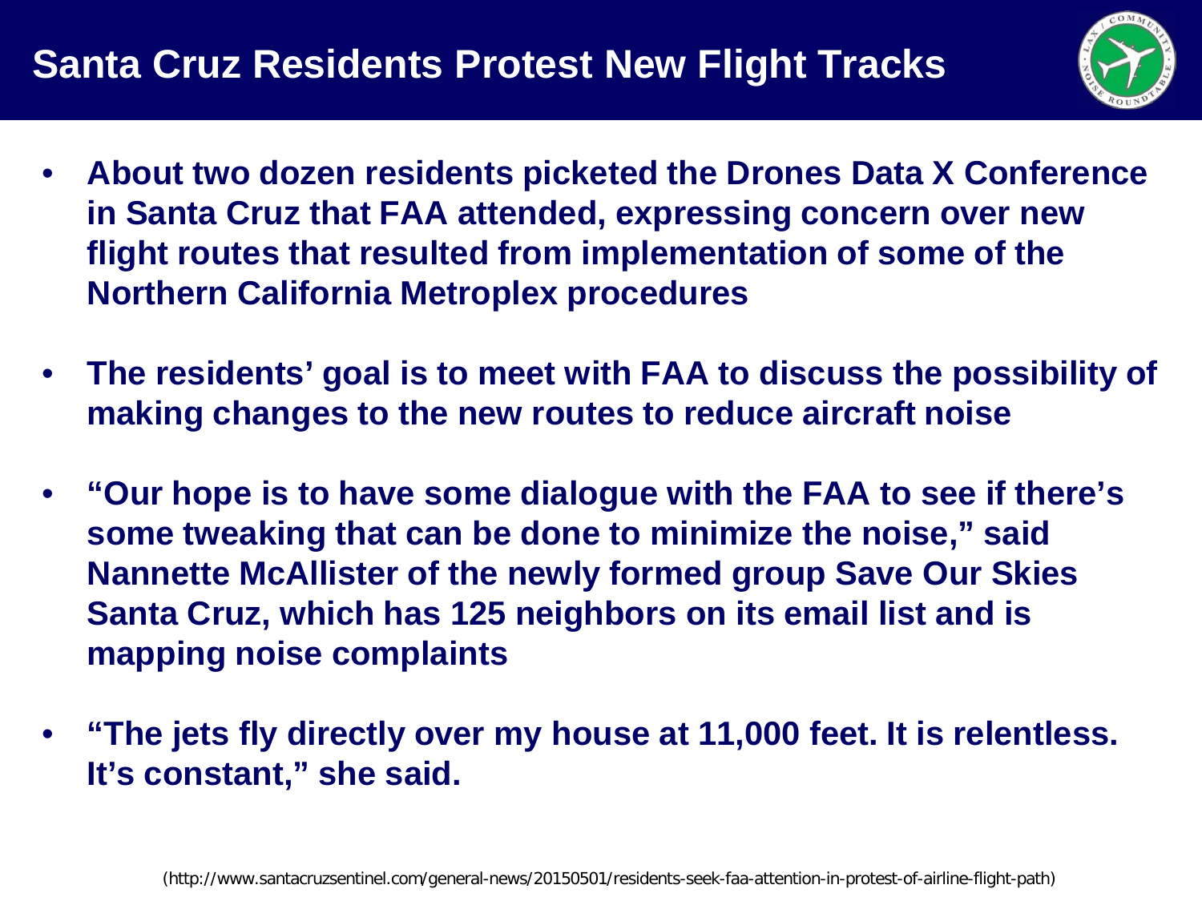# Santa Cruz Residents Protest New Flight Tracks

- **About two dozen residents picketed the Drones Data X Conference in Santa Cruz that FAA attended, expressing concern over new flight routes that resulted from implementation of some of the Northern California Metroplex procedures**
- **The residents' goal is to meet with FAA to discuss the possibility of making changes to the new routes to reduce aircraft noise**
- **"Our hope is to have some dialogue with the FAA to see if there's some tweaking that can be done to minimize the noise," said Nannette McAllister of the newly formed group Save Our Skies Santa Cruz, which has 125 neighbors on its email list and is mapping noise complaints**
- **"The jets fly directly over my house at 11,000 feet. It is relentless. It's constant," she said.**

(http://www.santacruzsentinel.com/general-news/20150501/residents-seek-faa-attention-in-protest-of-airline-flight-path)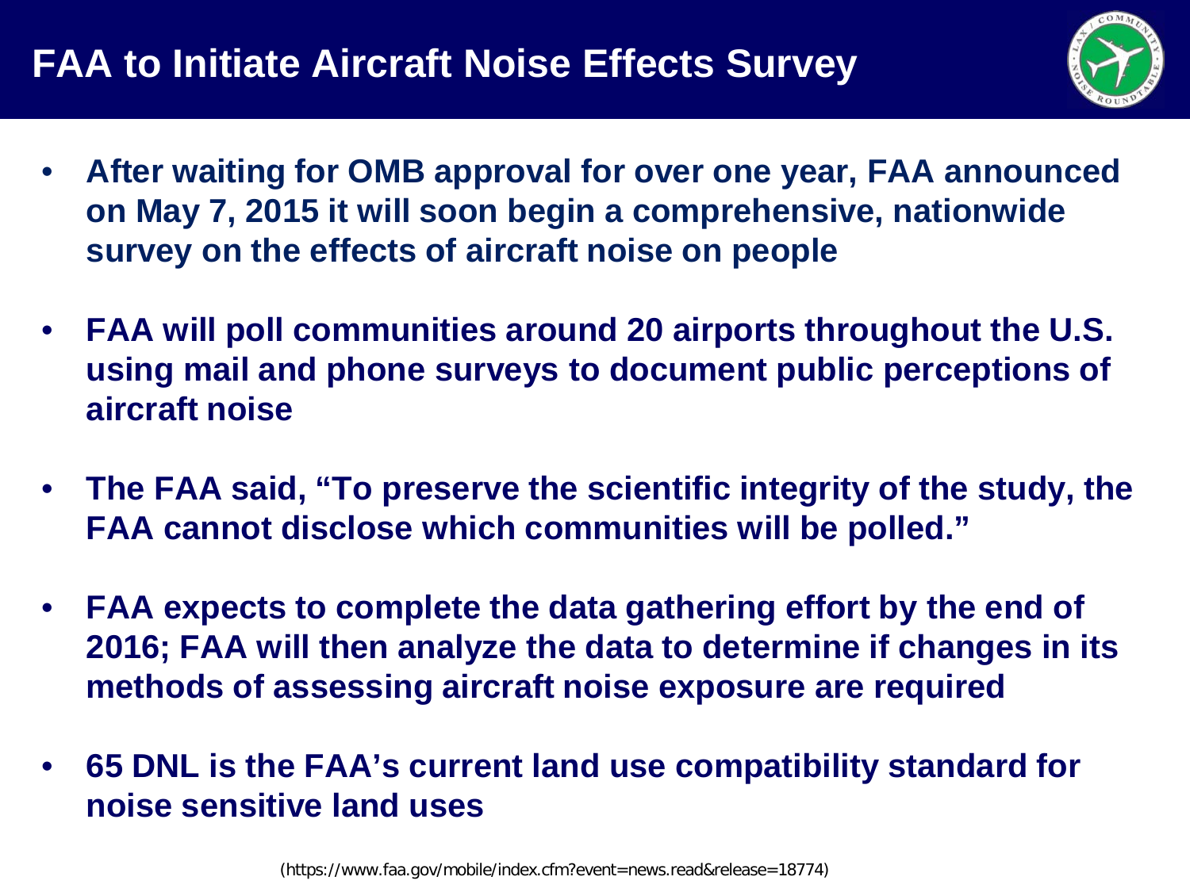# FAA to Initiate Aircraft Noise Effects Survey

- **After waiting for OMB approval for over one year, FAA announced on May 7, 2015 it will soon begin a comprehensive, nationwide survey on the effects of aircraft noise on people**
- **FAA will poll communities around 20 airports throughout the U.S. using mail and phone surveys to document public perceptions of aircraft noise**
- **The FAA said, "To preserve the scientific integrity of the study, the FAA cannot disclose which communities will be polled."**
- **FAA expects to complete the data gathering effort by the end of 2016; FAA will then analyze the data to determine if changes in its methods of assessing aircraft noise exposure are required**
- **65 DNL is the FAA's current land use compatibility standard for noise sensitive land uses**

(https://www.faa.gov/mobile/index.cfm?event=news.read&release=18774)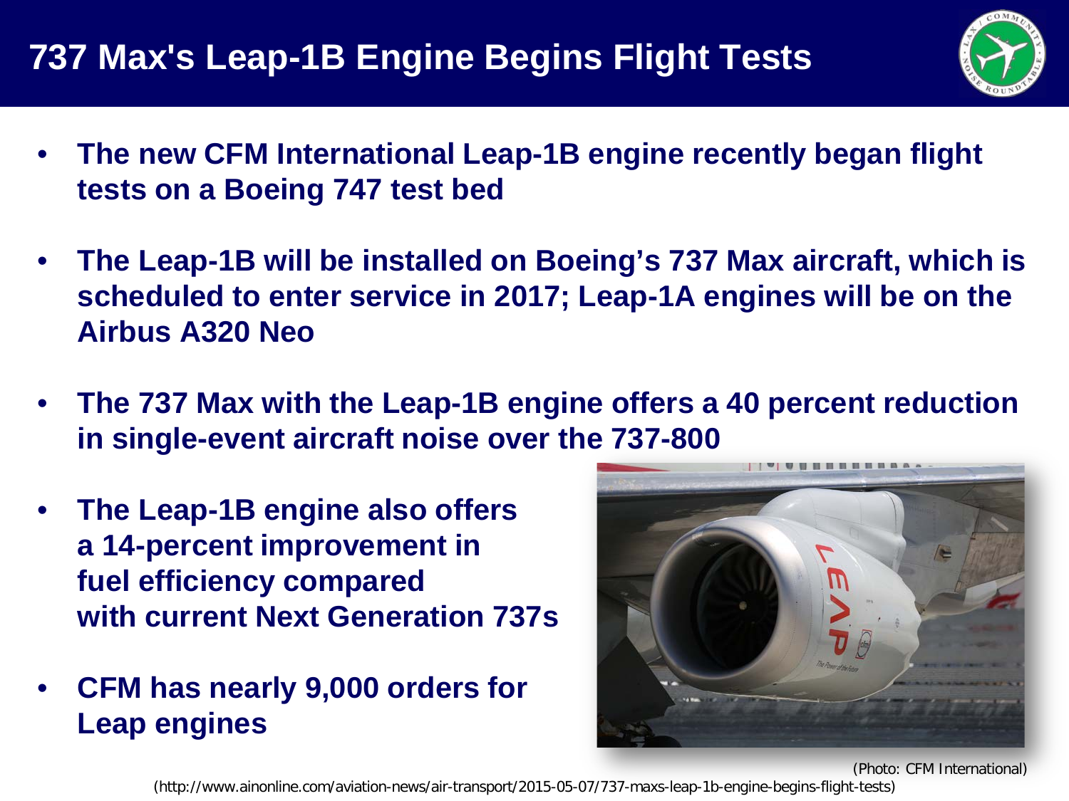# 737 Max's Leap-1B Engine Begins Flight Tests

- **The new CFM International Leap-1B engine recently began flight tests on a Boeing 747 test bed**
- **The Leap-1B will be installed on Boeing's 737 Max aircraft, which is scheduled to enter service in 2017; Leap-1A engines will be on the Airbus A320 Neo**
- **The 737 Max with the Leap-1B engine offers a 40 percent reduction in single-event aircraft noise over the 737-800**
- **The Leap-1B engine also offers a 14-percent improvement in fuel efficiency compared with current Next Generation 737s**
- **CFM has nearly 9,000 orders for Leap engines**

(Photo: CFM International)

(http://www.ainonline.com/aviation-news/air-transport/2015-05-07/737-maxs-leap-1b-engine-begins-flight-tests)